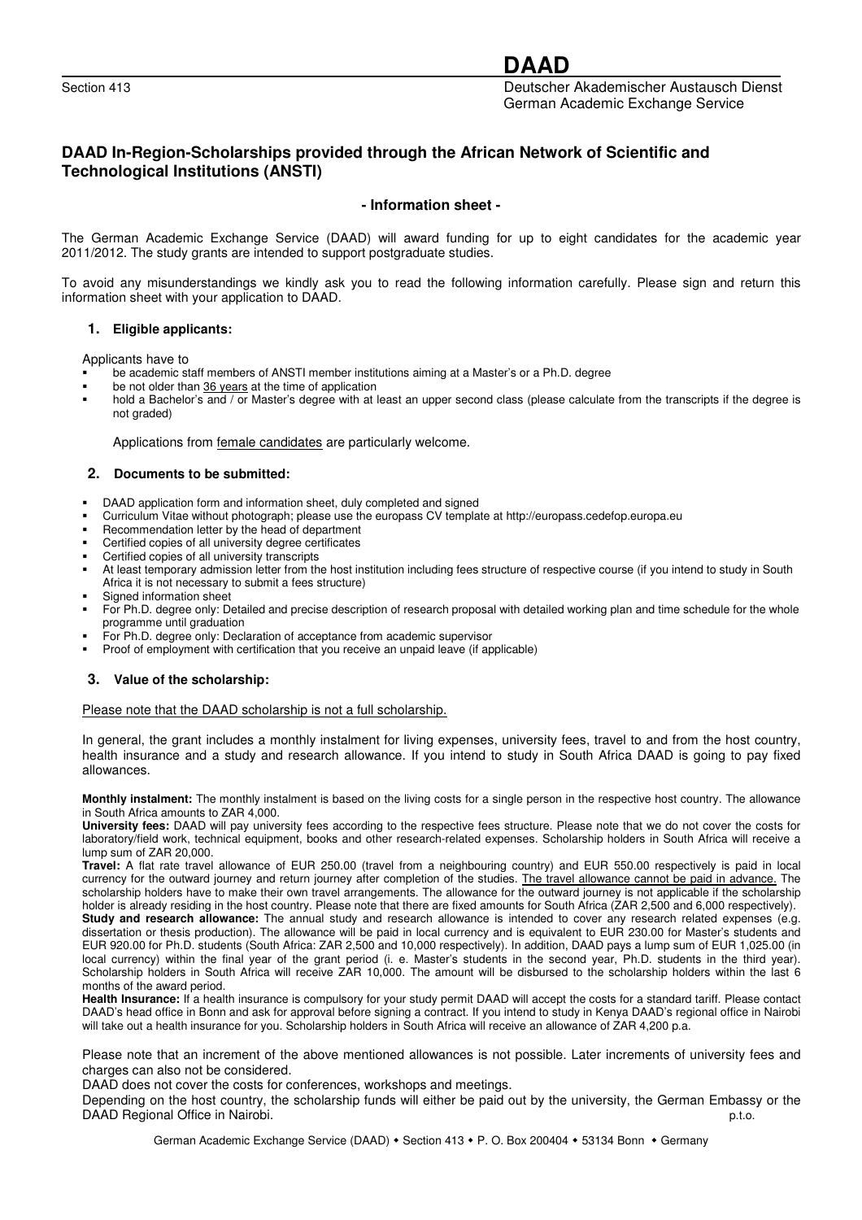# DAAD

Section 413

Deutscher Akademischer Austausch Dienst
German Academic Exchange Service

## DAAD In-Region-Scholarships provided through the African Network of Scientific and Technological Institutions (ANSTI)

**- Information sheet -**

The German Academic Exchange Service (DAAD) will award funding for up to eight candidates for the academic year 2011/2012. The study grants are intended to support postgraduate studies.

To avoid any misunderstandings we kindly ask you to read the following information carefully. Please sign and return this information sheet with your application to DAAD.

### 1. Eligible applicants:

Applicants have to

- be academic staff members of ANSTI member institutions aiming at a Master's or a Ph.D. degree
- be not older than 36 years at the time of application
- hold a Bachelor's and / or Master's degree with at least an upper second class (please calculate from the transcripts if the degree is not graded)

Applications from female candidates are particularly welcome.

### 2. Documents to be submitted:

- DAAD application form and information sheet, duly completed and signed
- Curriculum Vitae without photograph; please use the europass CV template at http://europass.cedefop.europa.eu
- Recommendation letter by the head of department
- Certified copies of all university degree certificates
- Certified copies of all university transcripts
- At least temporary admission letter from the host institution including fees structure of respective course (if you intend to study in South Africa it is not necessary to submit a fees structure)
- Signed information sheet
- For Ph.D. degree only: Detailed and precise description of research proposal with detailed working plan and time schedule for the whole programme until graduation
- For Ph.D. degree only: Declaration of acceptance from academic supervisor
- Proof of employment with certification that you receive an unpaid leave (if applicable)

### 3. Value of the scholarship:

Please note that the DAAD scholarship is not a full scholarship.

In general, the grant includes a monthly instalment for living expenses, university fees, travel to and from the host country, health insurance and a study and research allowance. If you intend to study in South Africa DAAD is going to pay fixed allowances.

**Monthly instalment:** The monthly instalment is based on the living costs for a single person in the respective host country. The allowance in South Africa amounts to ZAR 4,000.

**University fees:** DAAD will pay university fees according to the respective fees structure. Please note that we do not cover the costs for laboratory/field work, technical equipment, books and other research-related expenses. Scholarship holders in South Africa will receive a lump sum of ZAR 20,000.

**Travel:** A flat rate travel allowance of EUR 250.00 (travel from a neighbouring country) and EUR 550.00 respectively is paid in local currency for the outward journey and return journey after completion of the studies. The travel allowance cannot be paid in advance. The scholarship holders have to make their own travel arrangements. The allowance for the outward journey is not applicable if the scholarship holder is already residing in the host country. Please note that there are fixed amounts for South Africa (ZAR 2,500 and 6,000 respectively).

**Study and research allowance:** The annual study and research allowance is intended to cover any research related expenses (e.g. dissertation or thesis production). The allowance will be paid in local currency and is equivalent to EUR 230.00 for Master's students and EUR 920.00 for Ph.D. students (South Africa: ZAR 2,500 and 10,000 respectively). In addition, DAAD pays a lump sum of EUR 1,025.00 (in local currency) within the final year of the grant period (i. e. Master's students in the second year, Ph.D. students in the third year). Scholarship holders in South Africa will receive ZAR 10,000. The amount will be disbursed to the scholarship holders within the last 6 months of the award period.

**Health Insurance:** If a health insurance is compulsory for your study permit DAAD will accept the costs for a standard tariff. Please contact DAAD's head office in Bonn and ask for approval before signing a contract. If you intend to study in Kenya DAAD's regional office in Nairobi will take out a health insurance for you. Scholarship holders in South Africa will receive an allowance of ZAR 4,200 p.a.

Please note that an increment of the above mentioned allowances is not possible. Later increments of university fees and charges can also not be considered.

DAAD does not cover the costs for conferences, workshops and meetings.

Depending on the host country, the scholarship funds will either be paid out by the university, the German Embassy or the DAAD Regional Office in Nairobi.

p.t.o.

German Academic Exchange Service (DAAD) • Section 413 • P. O. Box 200404 • 53134 Bonn • Germany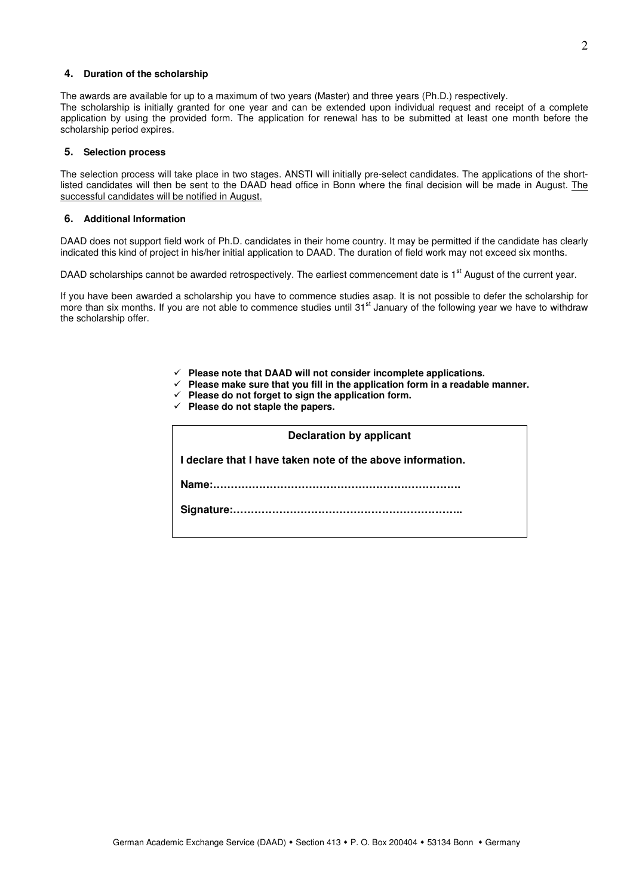## 4. Duration of the scholarship

The awards are available for up to a maximum of two years (Master) and three years (Ph.D.) respectively.
The scholarship is initially granted for one year and can be extended upon individual request and receipt of a complete application by using the provided form. The application for renewal has to be submitted at least one month before the scholarship period expires.

## 5. Selection process

The selection process will take place in two stages. ANSTI will initially pre-select candidates. The applications of the short-listed candidates will then be sent to the DAAD head office in Bonn where the final decision will be made in August. The successful candidates will be notified in August.

## 6. Additional Information

DAAD does not support field work of Ph.D. candidates in their home country. It may be permitted if the candidate has clearly indicated this kind of project in his/her initial application to DAAD. The duration of field work may not exceed six months.

DAAD scholarships cannot be awarded retrospectively. The earliest commencement date is 1st August of the current year.

If you have been awarded a scholarship you have to commence studies asap. It is not possible to defer the scholarship for more than six months. If you are not able to commence studies until 31st January of the following year we have to withdraw the scholarship offer.

- ✓ **Please note that DAAD will not consider incomplete applications.**
- ✓ **Please make sure that you fill in the application form in a readable manner.**
- ✓ **Please do not forget to sign the application form.**
- ✓ **Please do not staple the papers.**

**Declaration by applicant**

**I declare that I have taken note of the above information.**

**Name:…………………………………………………………….**

**Signature:………………………………………………………..**

German Academic Exchange Service (DAAD) • Section 413 • P. O. Box 200404 • 53134 Bonn • Germany